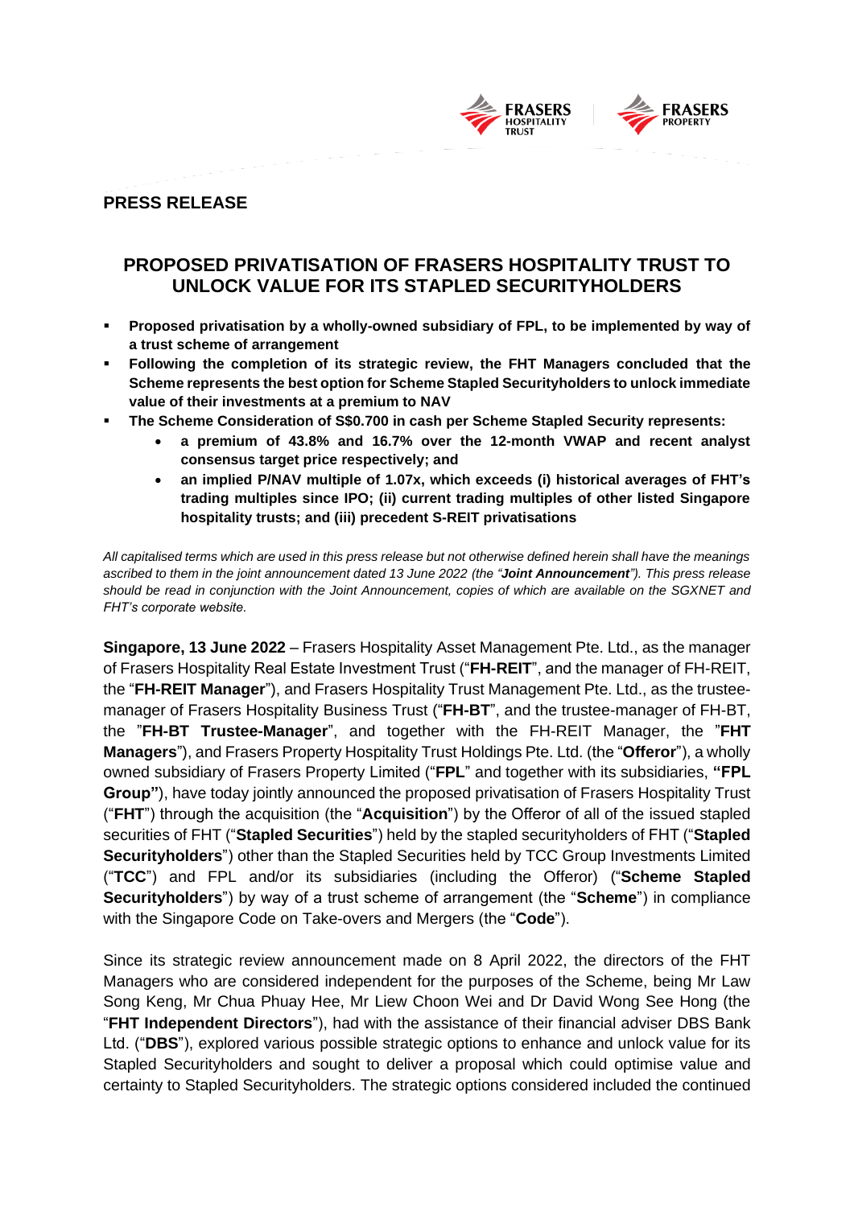## PRESS RELEASE

# PROPOSED PRIVATISATION OF FRASERS HOSPITALITY TRUST TO UNLOCK VALUE FOR ITS STAPLED SECURITYHOLDERS

- **Proposed privatisation by a wholly-owned subsidiary of FPL, to be implemented by way of a trust scheme of arrangement**
- **Following the completion of its strategic review, the FHT Managers concluded that the Scheme represents the best option for Scheme Stapled Securityholders to unlock immediate value of their investments at a premium to NAV**
- **The Scheme Consideration of S$0.700 in cash per Scheme Stapled Security represents:**
  - **a premium of 43.8% and 16.7% over the 12-month VWAP and recent analyst consensus target price respectively; and**
  - **an implied P/NAV multiple of 1.07x, which exceeds (i) historical averages of FHT's trading multiples since IPO; (ii) current trading multiples of other listed Singapore hospitality trusts; and (iii) precedent S-REIT privatisations**

*All capitalised terms which are used in this press release but not otherwise defined herein shall have the meanings ascribed to them in the joint announcement dated 13 June 2022 (the "**Joint Announcement**"). This press release should be read in conjunction with the Joint Announcement, copies of which are available on the SGXNET and FHT's corporate website.*

**Singapore, 13 June 2022** – Frasers Hospitality Asset Management Pte. Ltd., as the manager of Frasers Hospitality Real Estate Investment Trust ("**FH-REIT**", and the manager of FH-REIT, the "**FH-REIT Manager**"), and Frasers Hospitality Trust Management Pte. Ltd., as the trustee-manager of Frasers Hospitality Business Trust ("**FH-BT**", and the trustee-manager of FH-BT, the "**FH-BT Trustee-Manager**", and together with the FH-REIT Manager, the "**FHT Managers**"), and Frasers Property Hospitality Trust Holdings Pte. Ltd. (the "**Offeror**"), a wholly owned subsidiary of Frasers Property Limited ("**FPL**" and together with its subsidiaries, **"FPL Group"**), have today jointly announced the proposed privatisation of Frasers Hospitality Trust ("**FHT**") through the acquisition (the "**Acquisition**") by the Offeror of all of the issued stapled securities of FHT ("**Stapled Securities**") held by the stapled securityholders of FHT ("**Stapled Securityholders**") other than the Stapled Securities held by TCC Group Investments Limited ("**TCC**") and FPL and/or its subsidiaries (including the Offeror) ("**Scheme Stapled Securityholders**") by way of a trust scheme of arrangement (the "**Scheme**") in compliance with the Singapore Code on Take-overs and Mergers (the "**Code**").

Since its strategic review announcement made on 8 April 2022, the directors of the FHT Managers who are considered independent for the purposes of the Scheme, being Mr Law Song Keng, Mr Chua Phuay Hee, Mr Liew Choon Wei and Dr David Wong See Hong (the "**FHT Independent Directors**"), had with the assistance of their financial adviser DBS Bank Ltd. ("**DBS**"), explored various possible strategic options to enhance and unlock value for its Stapled Securityholders and sought to deliver a proposal which could optimise value and certainty to Stapled Securityholders. The strategic options considered included the continued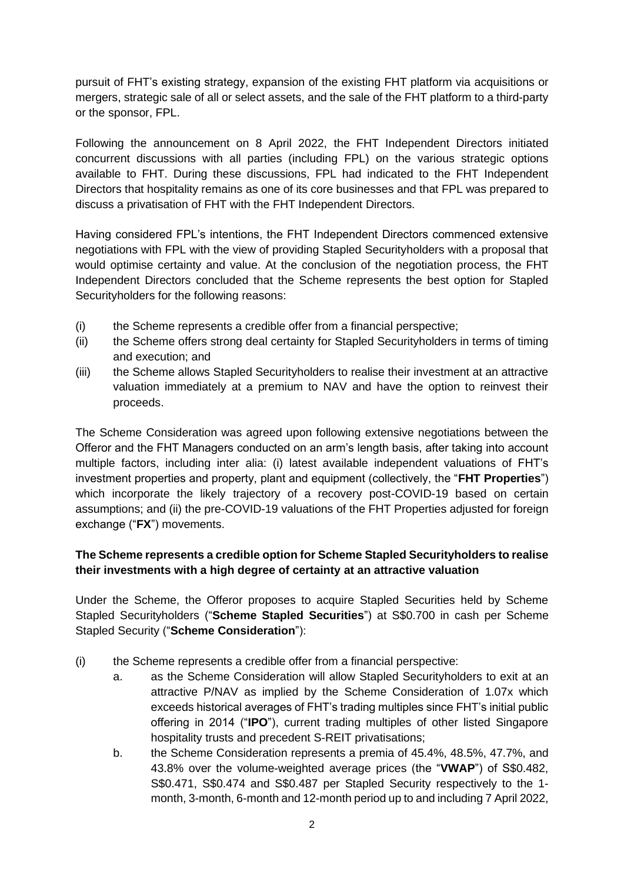pursuit of FHT's existing strategy, expansion of the existing FHT platform via acquisitions or mergers, strategic sale of all or select assets, and the sale of the FHT platform to a third-party or the sponsor, FPL.

Following the announcement on 8 April 2022, the FHT Independent Directors initiated concurrent discussions with all parties (including FPL) on the various strategic options available to FHT. During these discussions, FPL had indicated to the FHT Independent Directors that hospitality remains as one of its core businesses and that FPL was prepared to discuss a privatisation of FHT with the FHT Independent Directors.

Having considered FPL's intentions, the FHT Independent Directors commenced extensive negotiations with FPL with the view of providing Stapled Securityholders with a proposal that would optimise certainty and value. At the conclusion of the negotiation process, the FHT Independent Directors concluded that the Scheme represents the best option for Stapled Securityholders for the following reasons:

(i) the Scheme represents a credible offer from a financial perspective;
(ii) the Scheme offers strong deal certainty for Stapled Securityholders in terms of timing and execution; and
(iii) the Scheme allows Stapled Securityholders to realise their investment at an attractive valuation immediately at a premium to NAV and have the option to reinvest their proceeds.

The Scheme Consideration was agreed upon following extensive negotiations between the Offeror and the FHT Managers conducted on an arm's length basis, after taking into account multiple factors, including inter alia: (i) latest available independent valuations of FHT's investment properties and property, plant and equipment (collectively, the "**FHT Properties**") which incorporate the likely trajectory of a recovery post-COVID-19 based on certain assumptions; and (ii) the pre-COVID-19 valuations of the FHT Properties adjusted for foreign exchange ("**FX**") movements.

**The Scheme represents a credible option for Scheme Stapled Securityholders to realise their investments with a high degree of certainty at an attractive valuation**

Under the Scheme, the Offeror proposes to acquire Stapled Securities held by Scheme Stapled Securityholders ("**Scheme Stapled Securities**") at S$0.700 in cash per Scheme Stapled Security ("**Scheme Consideration**"):

(i) the Scheme represents a credible offer from a financial perspective:
    a. as the Scheme Consideration will allow Stapled Securityholders to exit at an attractive P/NAV as implied by the Scheme Consideration of 1.07x which exceeds historical averages of FHT's trading multiples since FHT's initial public offering in 2014 ("**IPO**"), current trading multiples of other listed Singapore hospitality trusts and precedent S-REIT privatisations;
    b. the Scheme Consideration represents a premia of 45.4%, 48.5%, 47.7%, and 43.8% over the volume-weighted average prices (the "**VWAP**") of S$0.482, S$0.471, S$0.474 and S$0.487 per Stapled Security respectively to the 1-month, 3-month, 6-month and 12-month period up to and including 7 April 2022,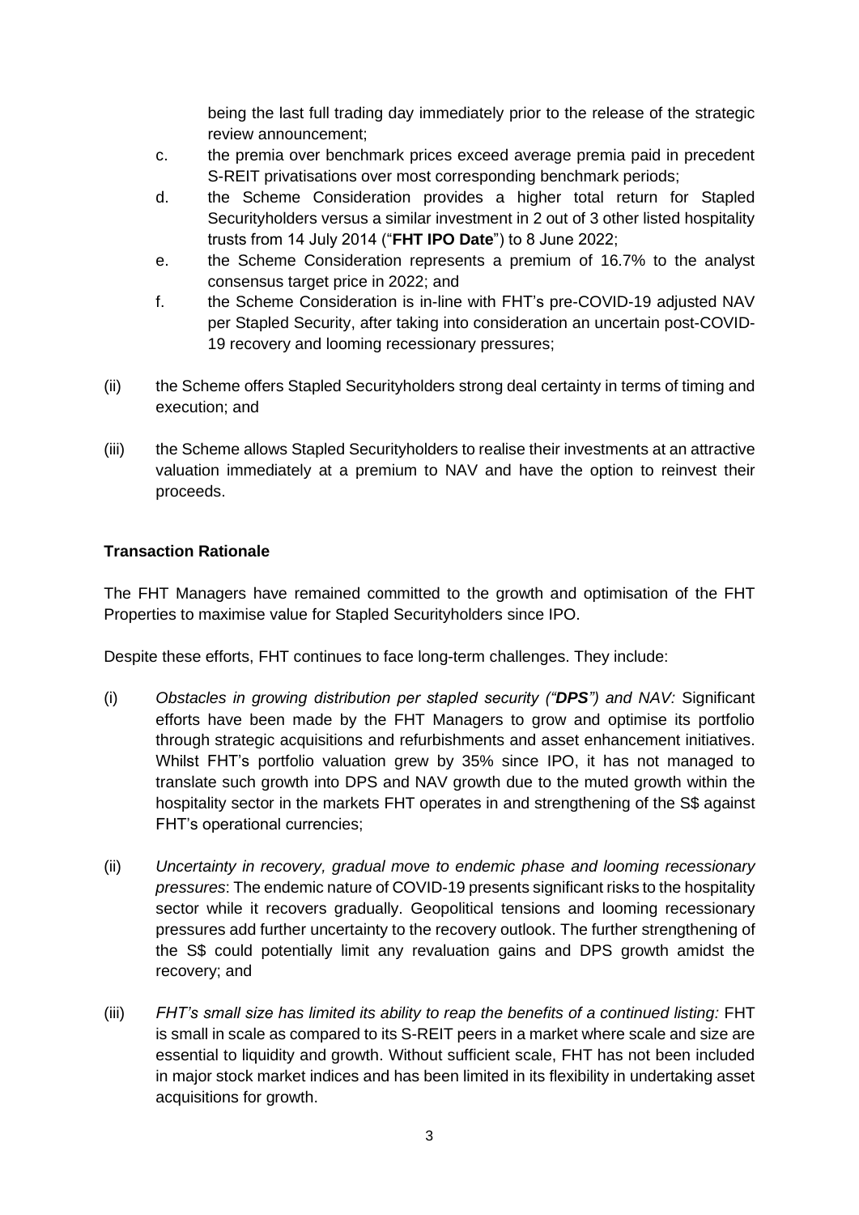being the last full trading day immediately prior to the release of the strategic review announcement;

c. the premia over benchmark prices exceed average premia paid in precedent S-REIT privatisations over most corresponding benchmark periods;

d. the Scheme Consideration provides a higher total return for Stapled Securityholders versus a similar investment in 2 out of 3 other listed hospitality trusts from 14 July 2014 ("**FHT IPO Date**") to 8 June 2022;

e. the Scheme Consideration represents a premium of 16.7% to the analyst consensus target price in 2022; and

f. the Scheme Consideration is in-line with FHT's pre-COVID-19 adjusted NAV per Stapled Security, after taking into consideration an uncertain post-COVID-19 recovery and looming recessionary pressures;

(ii) the Scheme offers Stapled Securityholders strong deal certainty in terms of timing and execution; and

(iii) the Scheme allows Stapled Securityholders to realise their investments at an attractive valuation immediately at a premium to NAV and have the option to reinvest their proceeds.

**Transaction Rationale**

The FHT Managers have remained committed to the growth and optimisation of the FHT Properties to maximise value for Stapled Securityholders since IPO.

Despite these efforts, FHT continues to face long-term challenges. They include:

(i) *Obstacles in growing distribution per stapled security ("**DPS**") and NAV:* Significant efforts have been made by the FHT Managers to grow and optimise its portfolio through strategic acquisitions and refurbishments and asset enhancement initiatives. Whilst FHT's portfolio valuation grew by 35% since IPO, it has not managed to translate such growth into DPS and NAV growth due to the muted growth within the hospitality sector in the markets FHT operates in and strengthening of the S$ against FHT's operational currencies;

(ii) *Uncertainty in recovery, gradual move to endemic phase and looming recessionary pressures*: The endemic nature of COVID-19 presents significant risks to the hospitality sector while it recovers gradually. Geopolitical tensions and looming recessionary pressures add further uncertainty to the recovery outlook. The further strengthening of the S$ could potentially limit any revaluation gains and DPS growth amidst the recovery; and

(iii) *FHT's small size has limited its ability to reap the benefits of a continued listing:* FHT is small in scale as compared to its S-REIT peers in a market where scale and size are essential to liquidity and growth. Without sufficient scale, FHT has not been included in major stock market indices and has been limited in its flexibility in undertaking asset acquisitions for growth.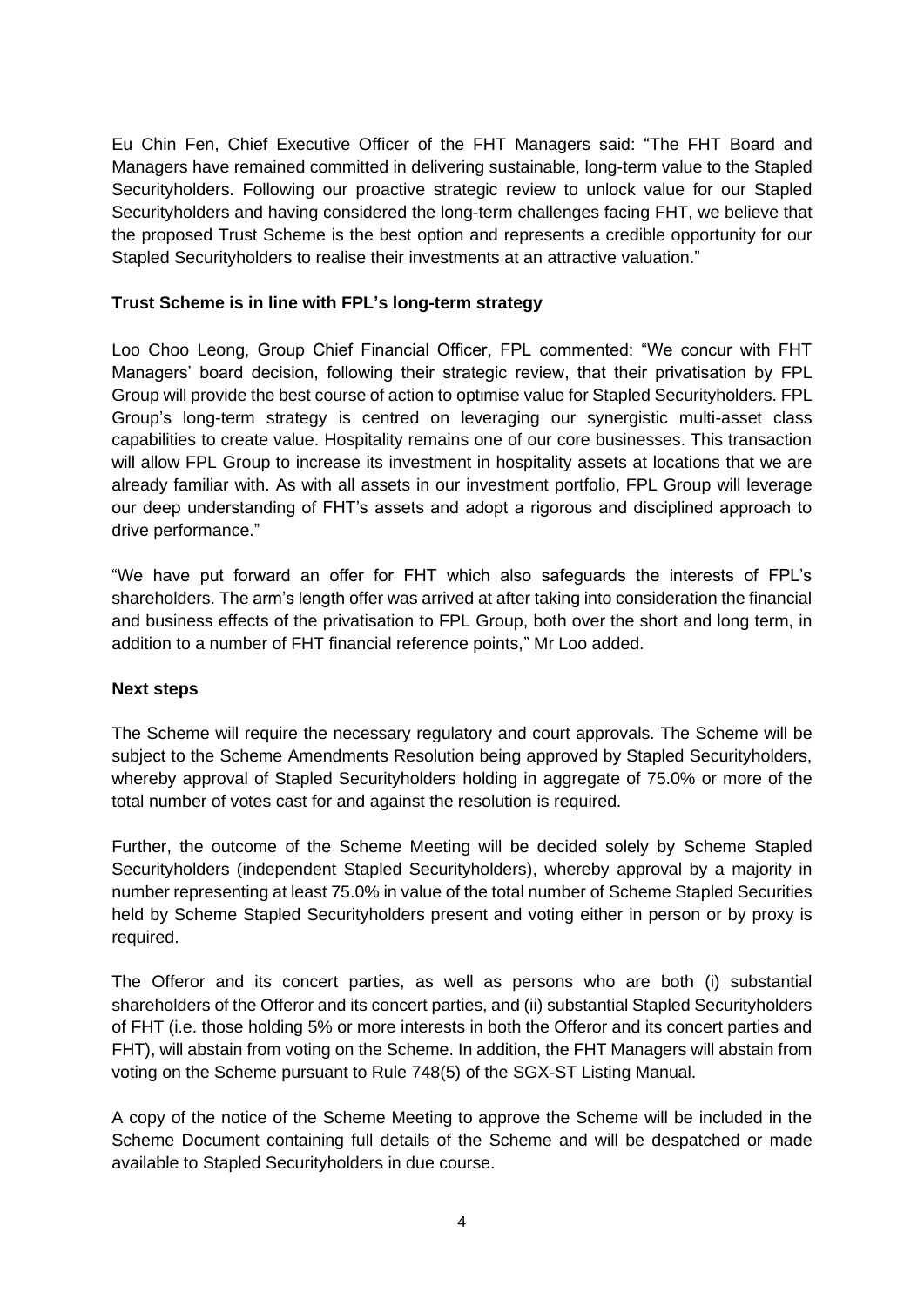Eu Chin Fen, Chief Executive Officer of the FHT Managers said: "The FHT Board and Managers have remained committed in delivering sustainable, long-term value to the Stapled Securityholders. Following our proactive strategic review to unlock value for our Stapled Securityholders and having considered the long-term challenges facing FHT, we believe that the proposed Trust Scheme is the best option and represents a credible opportunity for our Stapled Securityholders to realise their investments at an attractive valuation."

**Trust Scheme is in line with FPL's long-term strategy**

Loo Choo Leong, Group Chief Financial Officer, FPL commented: "We concur with FHT Managers' board decision, following their strategic review, that their privatisation by FPL Group will provide the best course of action to optimise value for Stapled Securityholders. FPL Group's long-term strategy is centred on leveraging our synergistic multi-asset class capabilities to create value. Hospitality remains one of our core businesses. This transaction will allow FPL Group to increase its investment in hospitality assets at locations that we are already familiar with. As with all assets in our investment portfolio, FPL Group will leverage our deep understanding of FHT's assets and adopt a rigorous and disciplined approach to drive performance."

"We have put forward an offer for FHT which also safeguards the interests of FPL's shareholders. The arm's length offer was arrived at after taking into consideration the financial and business effects of the privatisation to FPL Group, both over the short and long term, in addition to a number of FHT financial reference points," Mr Loo added.

**Next steps**

The Scheme will require the necessary regulatory and court approvals. The Scheme will be subject to the Scheme Amendments Resolution being approved by Stapled Securityholders, whereby approval of Stapled Securityholders holding in aggregate of 75.0% or more of the total number of votes cast for and against the resolution is required.

Further, the outcome of the Scheme Meeting will be decided solely by Scheme Stapled Securityholders (independent Stapled Securityholders), whereby approval by a majority in number representing at least 75.0% in value of the total number of Scheme Stapled Securities held by Scheme Stapled Securityholders present and voting either in person or by proxy is required.

The Offeror and its concert parties, as well as persons who are both (i) substantial shareholders of the Offeror and its concert parties, and (ii) substantial Stapled Securityholders of FHT (i.e. those holding 5% or more interests in both the Offeror and its concert parties and FHT), will abstain from voting on the Scheme. In addition, the FHT Managers will abstain from voting on the Scheme pursuant to Rule 748(5) of the SGX-ST Listing Manual.

A copy of the notice of the Scheme Meeting to approve the Scheme will be included in the Scheme Document containing full details of the Scheme and will be despatched or made available to Stapled Securityholders in due course.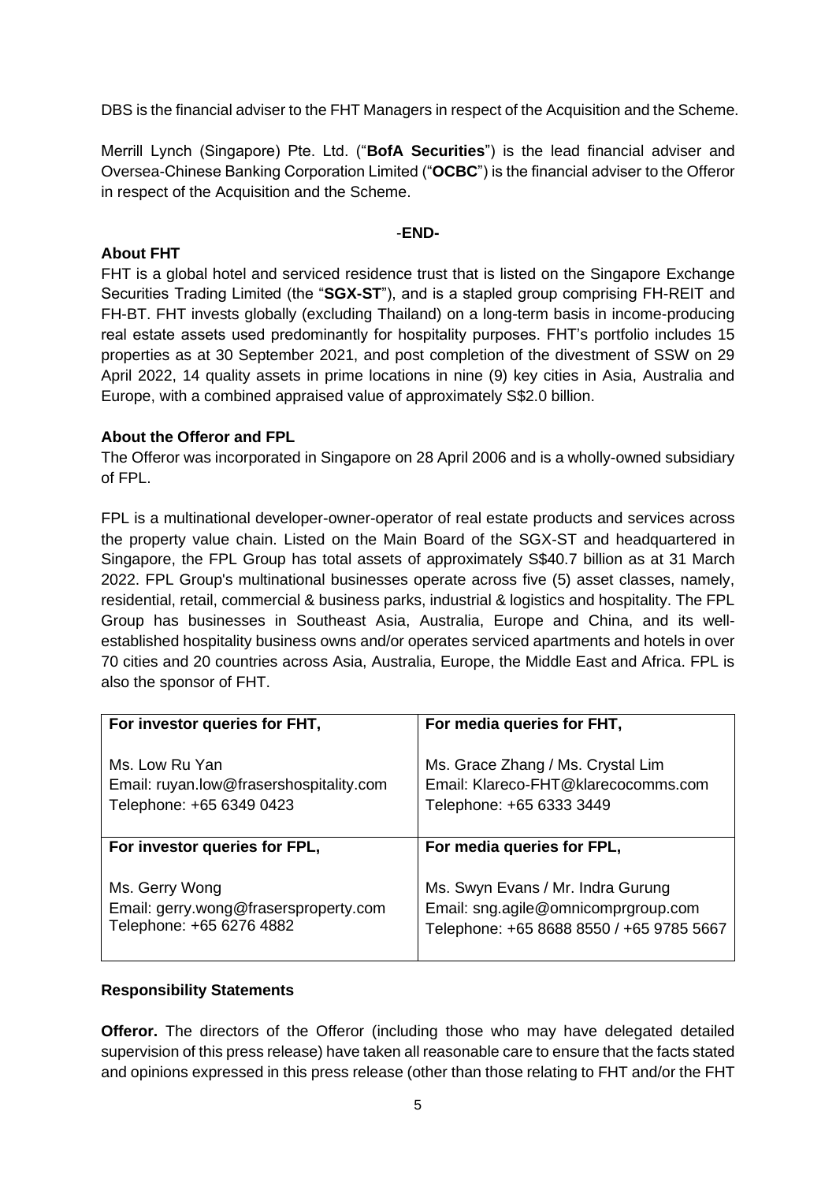DBS is the financial adviser to the FHT Managers in respect of the Acquisition and the Scheme.

Merrill Lynch (Singapore) Pte. Ltd. ("**BofA Securities**") is the lead financial adviser and Oversea-Chinese Banking Corporation Limited ("**OCBC**") is the financial adviser to the Offeror in respect of the Acquisition and the Scheme.

-**END-**

**About FHT**

FHT is a global hotel and serviced residence trust that is listed on the Singapore Exchange Securities Trading Limited (the "**SGX-ST**"), and is a stapled group comprising FH-REIT and FH-BT. FHT invests globally (excluding Thailand) on a long-term basis in income-producing real estate assets used predominantly for hospitality purposes. FHT's portfolio includes 15 properties as at 30 September 2021, and post completion of the divestment of SSW on 29 April 2022, 14 quality assets in prime locations in nine (9) key cities in Asia, Australia and Europe, with a combined appraised value of approximately S$2.0 billion.

**About the Offeror and FPL**

The Offeror was incorporated in Singapore on 28 April 2006 and is a wholly-owned subsidiary of FPL.

FPL is a multinational developer-owner-operator of real estate products and services across the property value chain. Listed on the Main Board of the SGX-ST and headquartered in Singapore, the FPL Group has total assets of approximately S$40.7 billion as at 31 March 2022. FPL Group's multinational businesses operate across five (5) asset classes, namely, residential, retail, commercial & business parks, industrial & logistics and hospitality. The FPL Group has businesses in Southeast Asia, Australia, Europe and China, and its well-established hospitality business owns and/or operates serviced apartments and hotels in over 70 cities and 20 countries across Asia, Australia, Europe, the Middle East and Africa. FPL is also the sponsor of FHT.

| **For investor queries for FHT,** | **For media queries for FHT,** |
|---|---|
| Ms. Low Ru Yan<br>Email: ruyan.low@frasershospitality.com<br>Telephone: +65 6349 0423 | Ms. Grace Zhang / Ms. Crystal Lim<br>Email: Klareco-FHT@klarecocomms.com<br>Telephone: +65 6333 3449 |
| **For investor queries for FPL,** | **For media queries for FPL,** |
| Ms. Gerry Wong<br>Email: gerry.wong@frasersproperty.com<br>Telephone: +65 6276 4882 | Ms. Swyn Evans / Mr. Indra Gurung<br>Email: sng.agile@omnicomprgroup.com<br>Telephone: +65 8688 8550 / +65 9785 5667 |

**Responsibility Statements**

**Offeror.** The directors of the Offeror (including those who may have delegated detailed supervision of this press release) have taken all reasonable care to ensure that the facts stated and opinions expressed in this press release (other than those relating to FHT and/or the FHT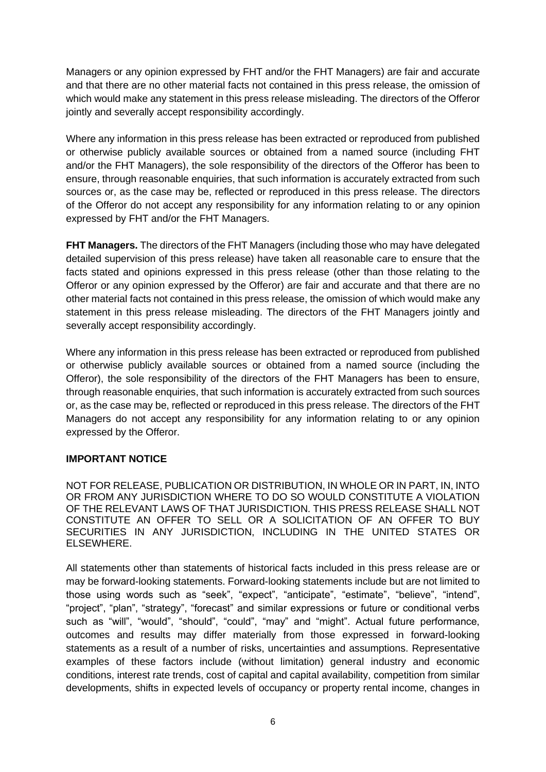Managers or any opinion expressed by FHT and/or the FHT Managers) are fair and accurate and that there are no other material facts not contained in this press release, the omission of which would make any statement in this press release misleading. The directors of the Offeror jointly and severally accept responsibility accordingly.

Where any information in this press release has been extracted or reproduced from published or otherwise publicly available sources or obtained from a named source (including FHT and/or the FHT Managers), the sole responsibility of the directors of the Offeror has been to ensure, through reasonable enquiries, that such information is accurately extracted from such sources or, as the case may be, reflected or reproduced in this press release. The directors of the Offeror do not accept any responsibility for any information relating to or any opinion expressed by FHT and/or the FHT Managers.

**FHT Managers.** The directors of the FHT Managers (including those who may have delegated detailed supervision of this press release) have taken all reasonable care to ensure that the facts stated and opinions expressed in this press release (other than those relating to the Offeror or any opinion expressed by the Offeror) are fair and accurate and that there are no other material facts not contained in this press release, the omission of which would make any statement in this press release misleading. The directors of the FHT Managers jointly and severally accept responsibility accordingly.

Where any information in this press release has been extracted or reproduced from published or otherwise publicly available sources or obtained from a named source (including the Offeror), the sole responsibility of the directors of the FHT Managers has been to ensure, through reasonable enquiries, that such information is accurately extracted from such sources or, as the case may be, reflected or reproduced in this press release. The directors of the FHT Managers do not accept any responsibility for any information relating to or any opinion expressed by the Offeror.

**IMPORTANT NOTICE**

NOT FOR RELEASE, PUBLICATION OR DISTRIBUTION, IN WHOLE OR IN PART, IN, INTO OR FROM ANY JURISDICTION WHERE TO DO SO WOULD CONSTITUTE A VIOLATION OF THE RELEVANT LAWS OF THAT JURISDICTION. THIS PRESS RELEASE SHALL NOT CONSTITUTE AN OFFER TO SELL OR A SOLICITATION OF AN OFFER TO BUY SECURITIES IN ANY JURISDICTION, INCLUDING IN THE UNITED STATES OR ELSEWHERE.

All statements other than statements of historical facts included in this press release are or may be forward-looking statements. Forward-looking statements include but are not limited to those using words such as "seek", "expect", "anticipate", "estimate", "believe", "intend", "project", "plan", "strategy", "forecast" and similar expressions or future or conditional verbs such as "will", "would", "should", "could", "may" and "might". Actual future performance, outcomes and results may differ materially from those expressed in forward-looking statements as a result of a number of risks, uncertainties and assumptions. Representative examples of these factors include (without limitation) general industry and economic conditions, interest rate trends, cost of capital and capital availability, competition from similar developments, shifts in expected levels of occupancy or property rental income, changes in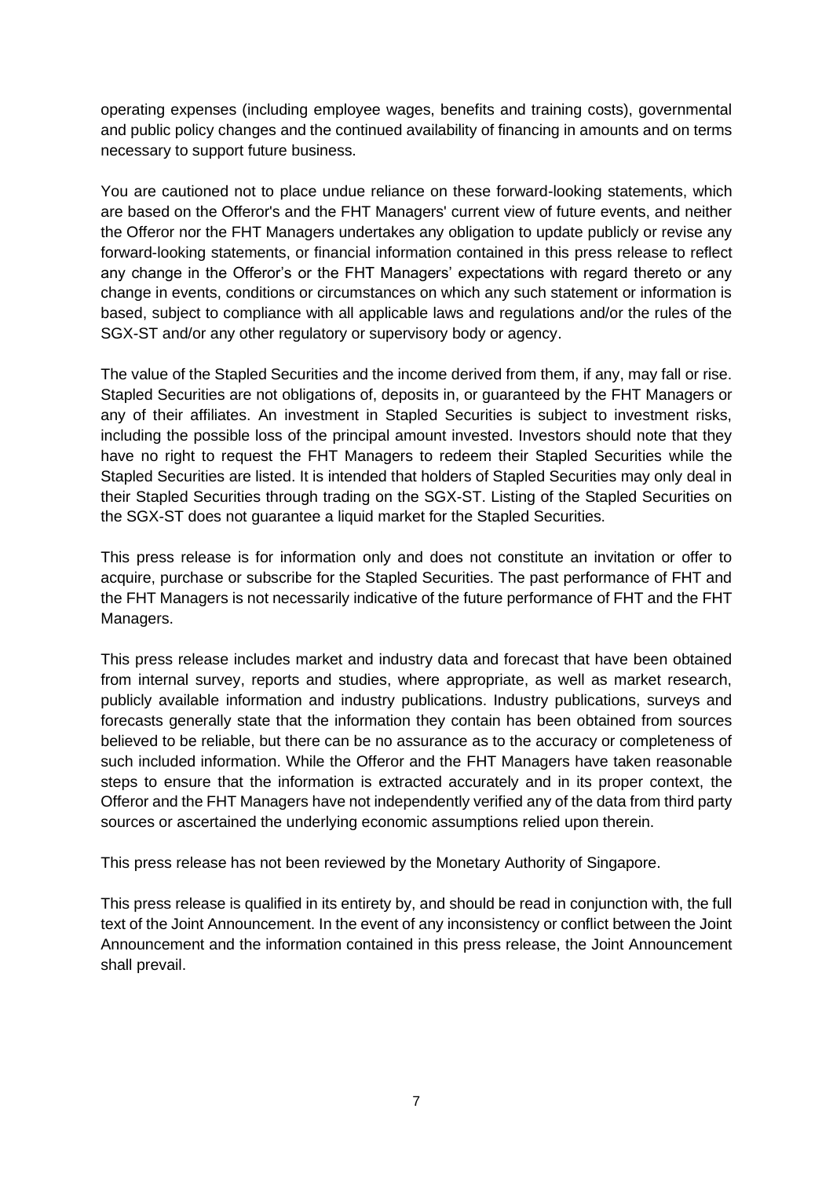operating expenses (including employee wages, benefits and training costs), governmental and public policy changes and the continued availability of financing in amounts and on terms necessary to support future business.

You are cautioned not to place undue reliance on these forward-looking statements, which are based on the Offeror's and the FHT Managers' current view of future events, and neither the Offeror nor the FHT Managers undertakes any obligation to update publicly or revise any forward-looking statements, or financial information contained in this press release to reflect any change in the Offeror's or the FHT Managers' expectations with regard thereto or any change in events, conditions or circumstances on which any such statement or information is based, subject to compliance with all applicable laws and regulations and/or the rules of the SGX-ST and/or any other regulatory or supervisory body or agency.

The value of the Stapled Securities and the income derived from them, if any, may fall or rise. Stapled Securities are not obligations of, deposits in, or guaranteed by the FHT Managers or any of their affiliates. An investment in Stapled Securities is subject to investment risks, including the possible loss of the principal amount invested. Investors should note that they have no right to request the FHT Managers to redeem their Stapled Securities while the Stapled Securities are listed. It is intended that holders of Stapled Securities may only deal in their Stapled Securities through trading on the SGX-ST. Listing of the Stapled Securities on the SGX-ST does not guarantee a liquid market for the Stapled Securities.

This press release is for information only and does not constitute an invitation or offer to acquire, purchase or subscribe for the Stapled Securities. The past performance of FHT and the FHT Managers is not necessarily indicative of the future performance of FHT and the FHT Managers.

This press release includes market and industry data and forecast that have been obtained from internal survey, reports and studies, where appropriate, as well as market research, publicly available information and industry publications. Industry publications, surveys and forecasts generally state that the information they contain has been obtained from sources believed to be reliable, but there can be no assurance as to the accuracy or completeness of such included information. While the Offeror and the FHT Managers have taken reasonable steps to ensure that the information is extracted accurately and in its proper context, the Offeror and the FHT Managers have not independently verified any of the data from third party sources or ascertained the underlying economic assumptions relied upon therein.

This press release has not been reviewed by the Monetary Authority of Singapore.

This press release is qualified in its entirety by, and should be read in conjunction with, the full text of the Joint Announcement. In the event of any inconsistency or conflict between the Joint Announcement and the information contained in this press release, the Joint Announcement shall prevail.